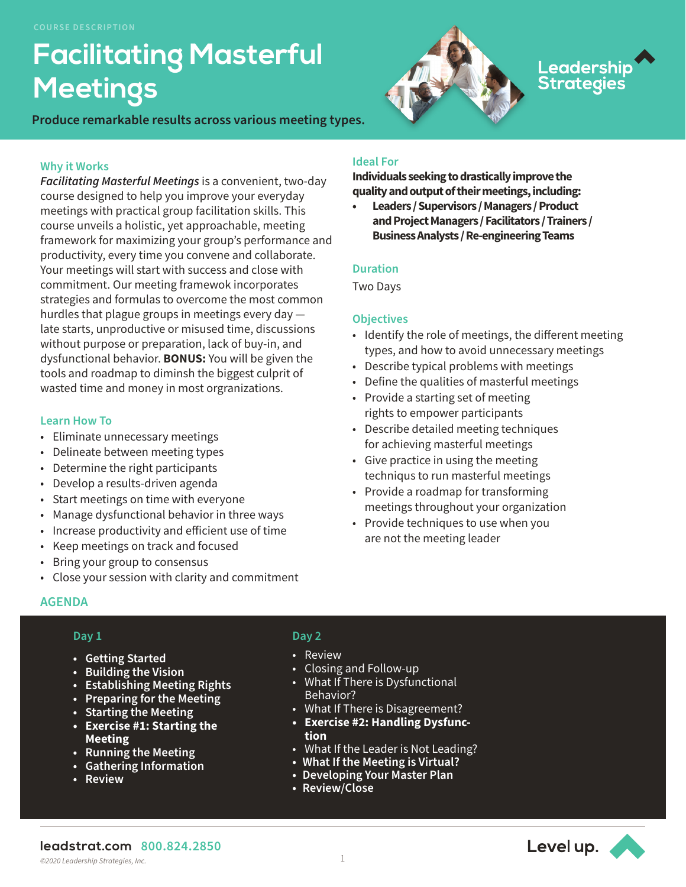COURSE DESCRIPTION

# Facilitating Masterful Meetings

**Produce remarkable results across various meeting types.**

Leadership Strategies

## Why it Works

*Facilitating Masterful Meetings* is a convenient, two-day course designed to help you improve your everyday meetings with practical group facilitation skills. This course unveils a holistic, yet approachable, meeting framework for maximizing your group's performance and productivity, every time you convene and collaborate. Your meetings will start with success and close with commitment. Our meeting framewok incorporates strategies and formulas to overcome the most common hurdles that plague groups in meetings every day — late starts, unproductive or misused time, discussions without purpose or preparation, lack of buy-in, and dysfunctional behavior. **BONUS:** You will be given the tools and roadmap to diminsh the biggest culprit of wasted time and money in most orgranizations.

## Learn How To

- Eliminate unnecessary meetings
- Delineate between meeting types
- Determine the right participants
- Develop a results-driven agenda
- Start meetings on time with everyone
- Manage dysfunctional behavior in three ways
- Increase productivity and efficient use of time
- Keep meetings on track and focused
- Bring your group to consensus
- Close your session with clarity and commitment

## Ideal For

**Individuals seeking to drastically improve the quality and output of their meetings, including:**

- **Leaders / Supervisors / Managers / Product and Project Managers / Facilitators / Trainers / Business Analysts / Re-engineering Teams**

## Duration

Two Days

## Objectives

- Identify the role of meetings, the different meeting types, and how to avoid unnecessary meetings
- Describe typical problems with meetings
- Define the qualities of masterful meetings
- Provide a starting set of meeting rights to empower participants
- Describe detailed meeting techniques for achieving masterful meetings
- Give practice in using the meeting techniqus to run masterful meetings
- Provide a roadmap for transforming meetings throughout your organization
- Provide techniques to use when you are not the meeting leader

## AGENDA

### Day 1

- **Getting Started**
- **Building the Vision**
- **Establishing Meeting Rights**
- **Preparing for the Meeting**
- **Starting the Meeting**
- **Exercise #1: Starting the Meeting**
- **Running the Meeting**
- **Gathering Information**
- **Review**

### Day 2

- Review
- Closing and Follow-up
- What If There is Dysfunctional Behavior?
- What If There is Disagreement?
- **Exercise #2: Handling Dysfunction**
- What If the Leader is Not Leading?
- **What If the Meeting is Virtual?**
- **Developing Your Master Plan**
- **Review/Close**

leadstrat.com 800.824.2850

©2020 Leadership Strategies, Inc.

Level up.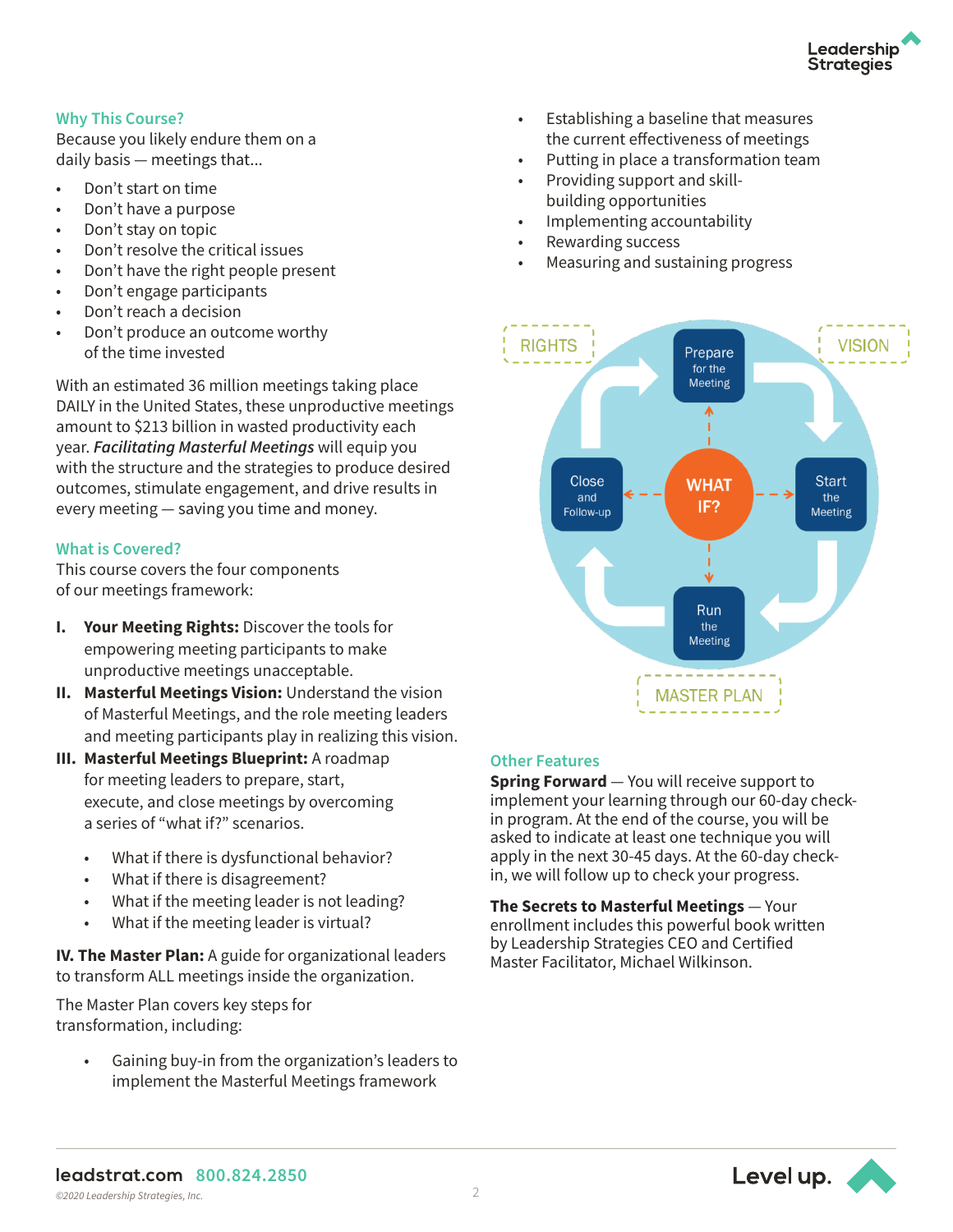## Why This Course?

Because you likely endure them on a daily basis — meetings that...

- Don't start on time
- Don't have a purpose
- Don't stay on topic
- Don't resolve the critical issues
- Don't have the right people present
- Don't engage participants
- Don't reach a decision
- Don't produce an outcome worthy of the time invested

With an estimated 36 million meetings taking place DAILY in the United States, these unproductive meetings amount to $213 billion in wasted productivity each year. ***Facilitating Masterful Meetings*** will equip you with the structure and the strategies to produce desired outcomes, stimulate engagement, and drive results in every meeting — saving you time and money.

## What is Covered?

This course covers the four components of our meetings framework:

**I. Your Meeting Rights:** Discover the tools for empowering meeting participants to make unproductive meetings unacceptable.

**II. Masterful Meetings Vision:** Understand the vision of Masterful Meetings, and the role meeting leaders and meeting participants play in realizing this vision.

**III. Masterful Meetings Blueprint:** A roadmap for meeting leaders to prepare, start, execute, and close meetings by overcoming a series of "what if?" scenarios.

- What if there is dysfunctional behavior?
- What if there is disagreement?
- What if the meeting leader is not leading?
- What if the meeting leader is virtual?

**IV. The Master Plan:** A guide for organizational leaders to transform ALL meetings inside the organization.

The Master Plan covers key steps for transformation, including:

- Gaining buy-in from the organization's leaders to implement the Masterful Meetings framework
- Establishing a baseline that measures the current effectiveness of meetings
- Putting in place a transformation team
- Providing support and skill-building opportunities
- Implementing accountability
- Rewarding success
- Measuring and sustaining progress

RIGHTS
VISION
Prepare for the Meeting
Start the Meeting
Run the Meeting
Close and Follow-up
WHAT IF?
MASTER PLAN

## Other Features

**Spring Forward** — You will receive support to implement your learning through our 60-day check-in program. At the end of the course, you will be asked to indicate at least one technique you will apply in the next 30-45 days. At the 60-day check-in, we will follow up to check your progress.

**The Secrets to Masterful Meetings** — Your enrollment includes this powerful book written by Leadership Strategies CEO and Certified Master Facilitator, Michael Wilkinson.